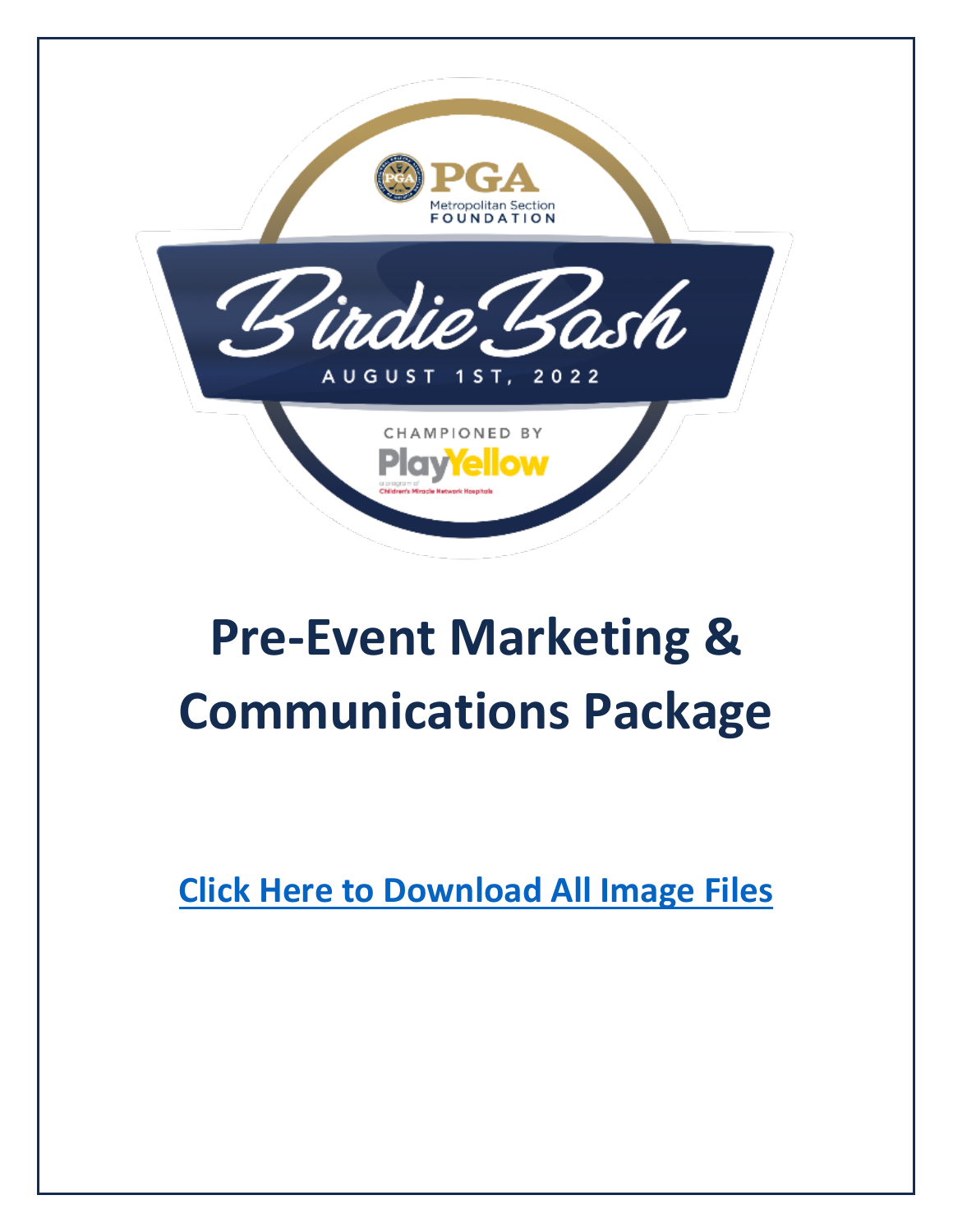PGA Metropolitan Section FOUNDATION

Birdie Bash

AUGUST 1ST, 2022

CHAMPIONED BY

PlayYellow

a program of Children's Miracle Network Hospitals

# Pre-Event Marketing & Communications Package

**Click Here to Download All Image Files**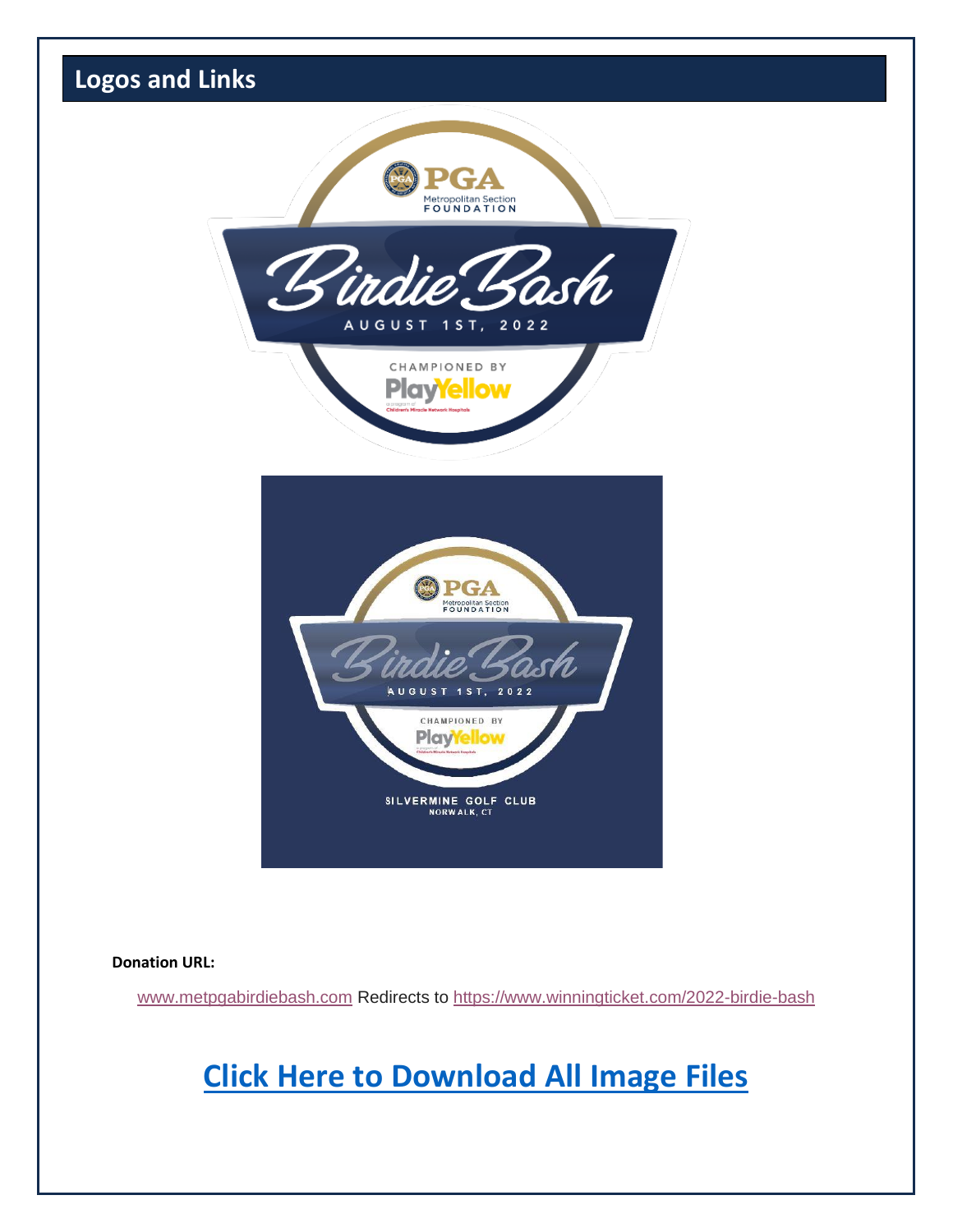## Logos and Links

**Donation URL:**

www.metpgabirdiebash.com Redirects to https://www.winningticket.com/2022-birdie-bash

## Click Here to Download All Image Files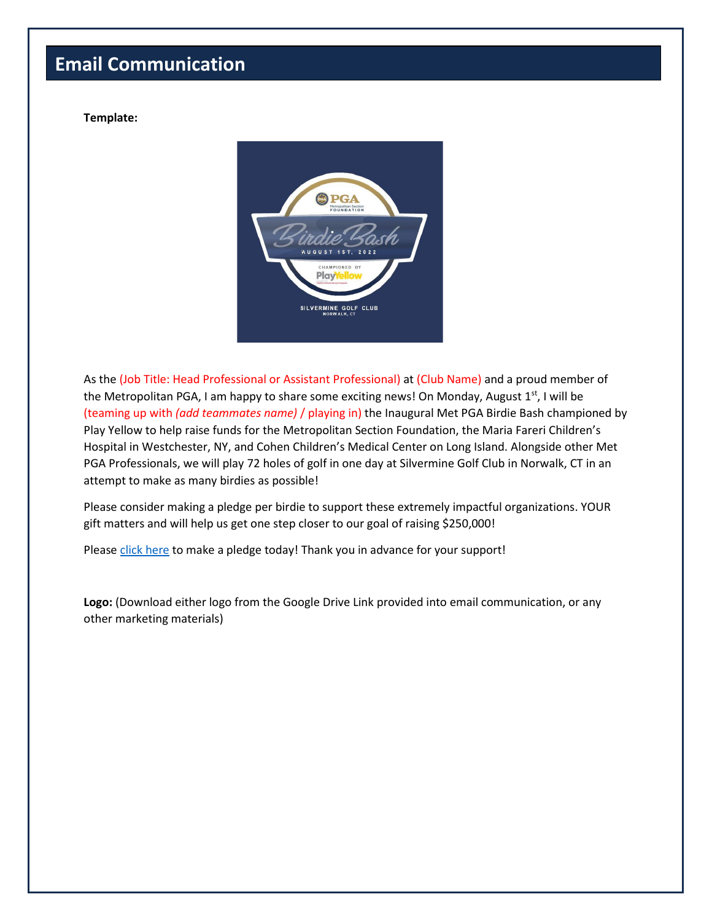# Email Communication

**Template:**

As the (Job Title: Head Professional or Assistant Professional) at (Club Name) and a proud member of the Metropolitan PGA, I am happy to share some exciting news! On Monday, August 1st, I will be (teaming up with *(add teammates name)* / playing in) the Inaugural Met PGA Birdie Bash championed by Play Yellow to help raise funds for the Metropolitan Section Foundation, the Maria Fareri Children's Hospital in Westchester, NY, and Cohen Children's Medical Center on Long Island. Alongside other Met PGA Professionals, we will play 72 holes of golf in one day at Silvermine Golf Club in Norwalk, CT in an attempt to make as many birdies as possible!

Please consider making a pledge per birdie to support these extremely impactful organizations. YOUR gift matters and will help us get one step closer to our goal of raising $250,000!

Please click here to make a pledge today! Thank you in advance for your support!

**Logo:** (Download either logo from the Google Drive Link provided into email communication, or any other marketing materials)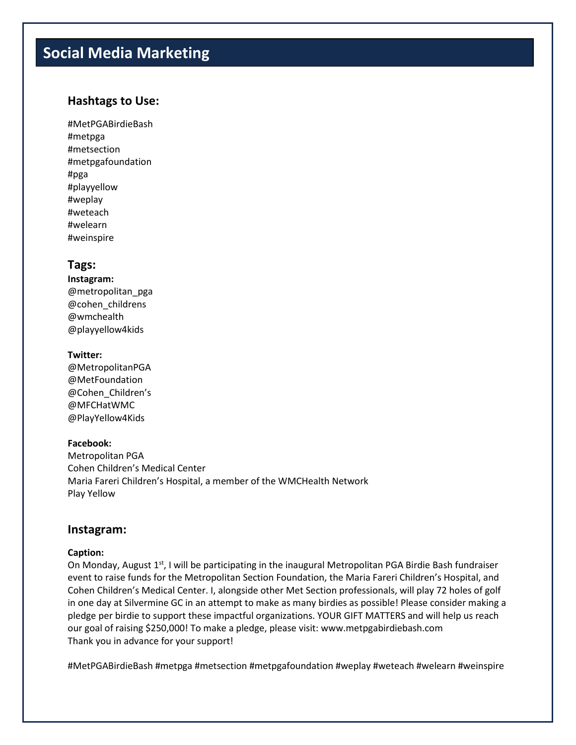# Social Media Marketing

## Hashtags to Use:

#MetPGABirdieBash
#metpga
#metsection
#metpgafoundation
#pga
#playyellow
#weplay
#weteach
#welearn
#weinspire

## Tags:

**Instagram:**
@metropolitan_pga
@cohen_childrens
@wmchealth
@playyellow4kids

**Twitter:**
@MetropolitanPGA
@MetFoundation
@Cohen_Children's
@MFCHatWMC
@PlayYellow4Kids

**Facebook:**
Metropolitan PGA
Cohen Children's Medical Center
Maria Fareri Children's Hospital, a member of the WMCHealth Network
Play Yellow

## Instagram:

**Caption:**
On Monday, August 1st, I will be participating in the inaugural Metropolitan PGA Birdie Bash fundraiser event to raise funds for the Metropolitan Section Foundation, the Maria Fareri Children's Hospital, and Cohen Children's Medical Center. I, alongside other Met Section professionals, will play 72 holes of golf in one day at Silvermine GC in an attempt to make as many birdies as possible! Please consider making a pledge per birdie to support these impactful organizations. YOUR GIFT MATTERS and will help us reach our goal of raising $250,000! To make a pledge, please visit: www.metpgabirdiebash.com
Thank you in advance for your support!

#MetPGABirdieBash #metpga #metsection #metpgafoundation #weplay #weteach #welearn #weinspire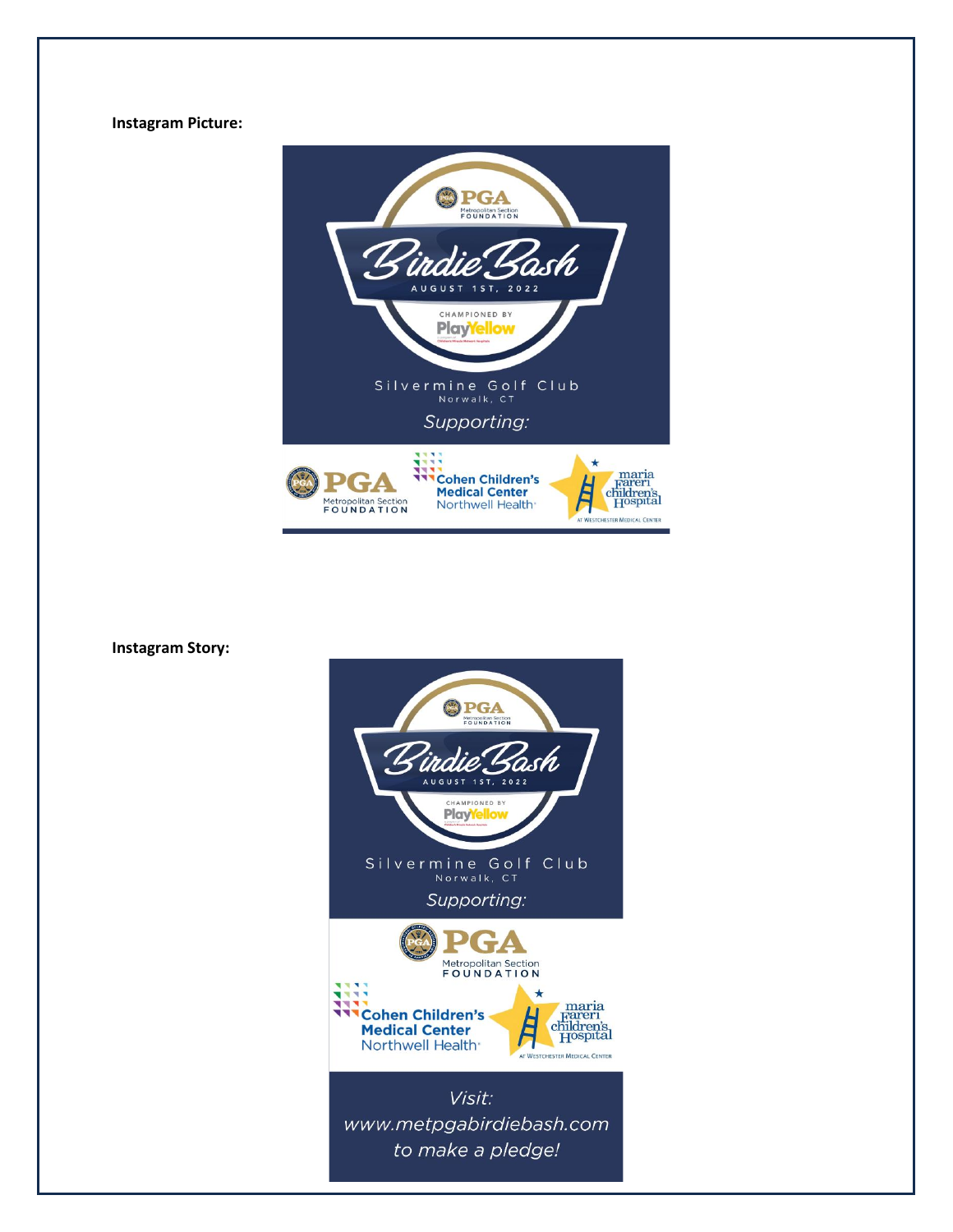**Instagram Picture:**

PGA Metropolitan Section FOUNDATION

Birdie Bash

AUGUST 1ST, 2022

CHAMPIONED BY

PlayYellow

Silvermine Golf Club

Norwalk, CT

*Supporting:*

PGA Metropolitan Section FOUNDATION

Cohen Children's Medical Center Northwell Health

maria fareri children's Hospital AT WESTCHESTER MEDICAL CENTER

**Instagram Story:**

PGA Metropolitan Section FOUNDATION

Birdie Bash

AUGUST 1ST, 2022

CHAMPIONED BY

PlayYellow

Silvermine Golf Club

Norwalk, CT

*Supporting:*

PGA Metropolitan Section FOUNDATION

Cohen Children's Medical Center Northwell Health

maria fareri children's Hospital AT WESTCHESTER MEDICAL CENTER

*Visit:*
*www.metpgabirdiebash.com*
*to make a pledge!*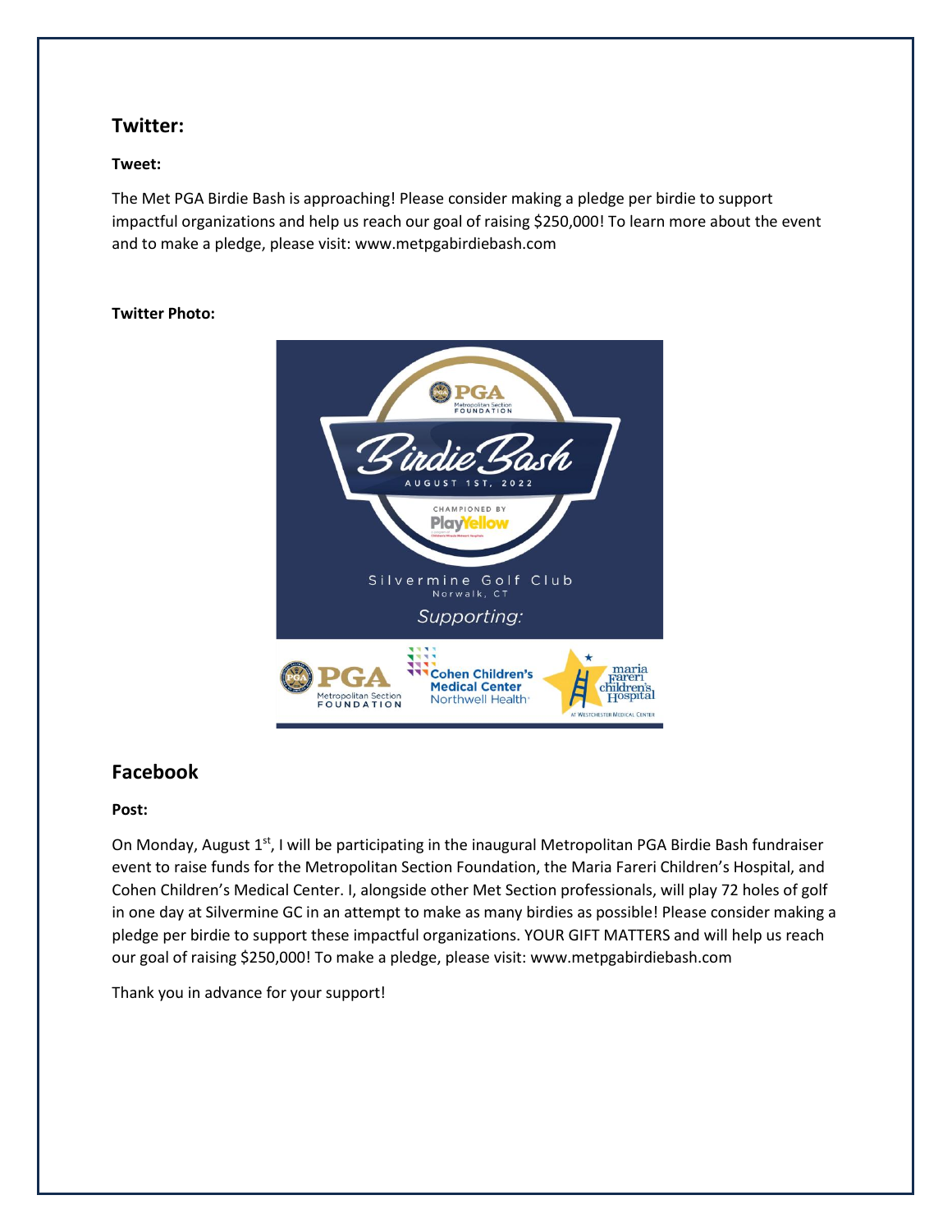## Twitter:

**Tweet:**

The Met PGA Birdie Bash is approaching! Please consider making a pledge per birdie to support impactful organizations and help us reach our goal of raising $250,000! To learn more about the event and to make a pledge, please visit: www.metpgabirdiebash.com

**Twitter Photo:**

## Facebook

**Post:**

On Monday, August 1st, I will be participating in the inaugural Metropolitan PGA Birdie Bash fundraiser event to raise funds for the Metropolitan Section Foundation, the Maria Fareri Children's Hospital, and Cohen Children's Medical Center. I, alongside other Met Section professionals, will play 72 holes of golf in one day at Silvermine GC in an attempt to make as many birdies as possible! Please consider making a pledge per birdie to support these impactful organizations. YOUR GIFT MATTERS and will help us reach our goal of raising $250,000! To make a pledge, please visit: www.metpgabirdiebash.com

Thank you in advance for your support!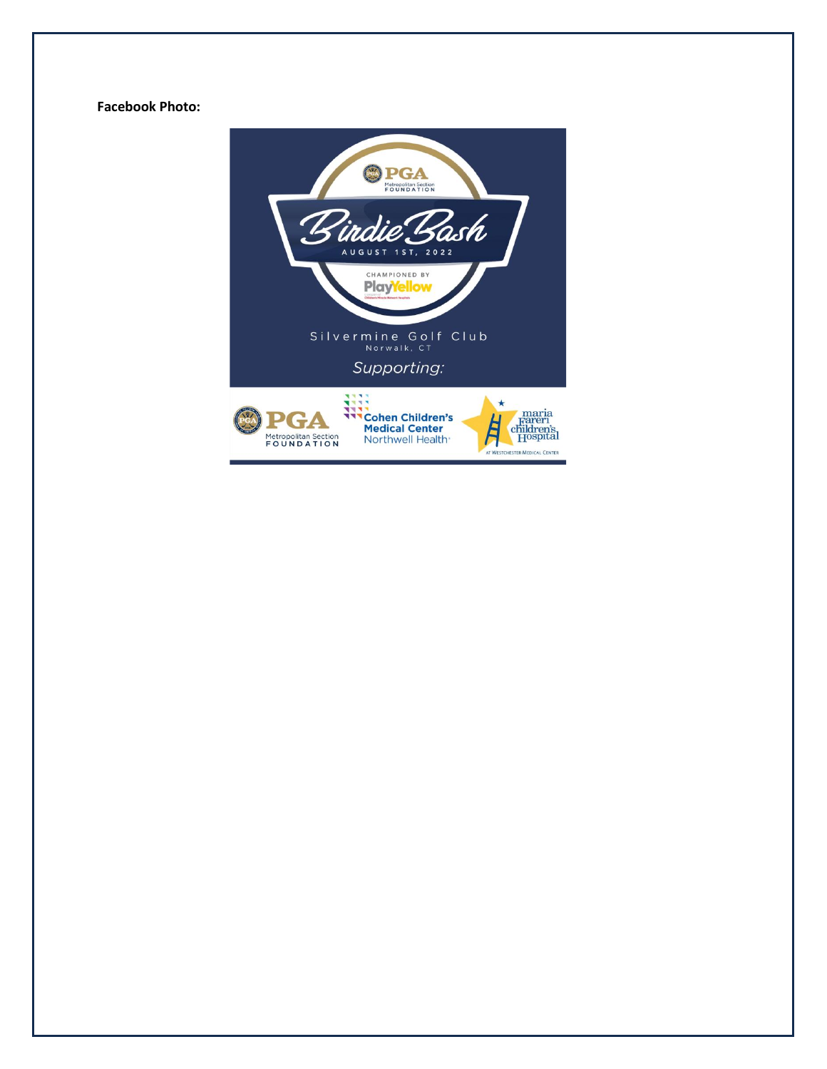**Facebook Photo:**

PGA Metropolitan Section FOUNDATION

Birdie Bash

AUGUST 1ST, 2022

CHAMPIONED BY

PlayYellow

Silvermine Golf Club

Norwalk, CT

*Supporting:*

PGA Metropolitan Section FOUNDATION

Cohen Children's Medical Center Northwell Health

maria fareri children's Hospital AT WESTCHESTER MEDICAL CENTER